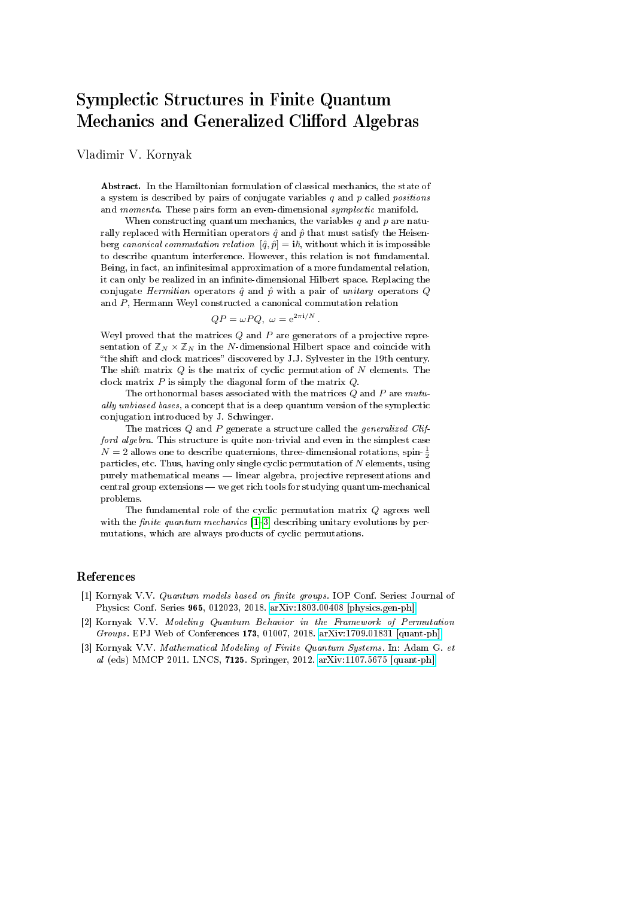# Symplectic Structures in Finite Quantum Mechanics and Generalized Clifford Algebras

Vladimir V. Kornyak

**Abstract.** In the Hamiltonian formulation of classical mechanics, the state of a system is described by pairs of conjugate variables $q$ and $p$ called *positions* and *momenta*. These pairs form an even-dimensional *symplectic* manifold.

When constructing quantum mechanics, the variables $q$ and $p$ are naturally replaced with Hermitian operators $\hat{q}$ and $\hat{p}$ that must satisfy the Heisenberg *canonical commutation relation* $[\hat{q}, \hat{p}] = \mathrm{i}\hbar$, without which it is impossible to describe quantum interference. However, this relation is not fundamental. Being, in fact, an infinitesimal approximation of a more fundamental relation, it can only be realized in an infinite-dimensional Hilbert space. Replacing the conjugate *Hermitian* operators $\hat{q}$ and $\hat{p}$ with a pair of *unitary* operators $Q$ and $P$, Hermann Weyl constructed a canonical commutation relation

$$QP = \omega PQ,\ \omega = \mathrm{e}^{2\pi\mathrm{i}/N}.$$

Weyl proved that the matrices $Q$ and $P$ are generators of a projective representation of $\mathbb{Z}_N \times \mathbb{Z}_N$ in the $N$-dimensional Hilbert space and coincide with "the shift and clock matrices" discovered by J.J. Sylvester in the 19th century. The shift matrix $Q$ is the matrix of cyclic permutation of $N$ elements. The clock matrix $P$ is simply the diagonal form of the matrix $Q$.

The orthonormal bases associated with the matrices $Q$ and $P$ are *mutually unbiased bases*, a concept that is a deep quantum version of the symplectic conjugation introduced by J. Schwinger.

The matrices $Q$ and $P$ generate a structure called the *generalized Clifford algebra*. This structure is quite non-trivial and even in the simplest case $N = 2$ allows one to describe quaternions, three-dimensional rotations, spin-$\frac{1}{2}$ particles, etc. Thus, having only single cyclic permutation of $N$ elements, using purely mathematical means — linear algebra, projective representations and central group extensions — we get rich tools for studying quantum-mechanical problems.

The fundamental role of the cyclic permutation matrix $Q$ agrees well with the *finite quantum mechanics* [1–3] describing unitary evolutions by permutations, which are always products of cyclic permutations.

## References

[1] Kornyak V.V. *Quantum models based on finite groups*. IOP Conf. Series: Journal of Physics: Conf. Series **965**, 012023, 2018. arXiv:1803.00408 [physics.gen-ph]

[2] Kornyak V.V. *Modeling Quantum Behavior in the Framework of Permutation Groups*. EPJ Web of Conferences **173**, 01007, 2018. arXiv:1709.01831 [quant-ph]

[3] Kornyak V.V. *Mathematical Modeling of Finite Quantum Systems*. In: Adam G. *et al* (eds) MMCP 2011. LNCS, **7125**. Springer, 2012. arXiv:1107.5675 [quant-ph]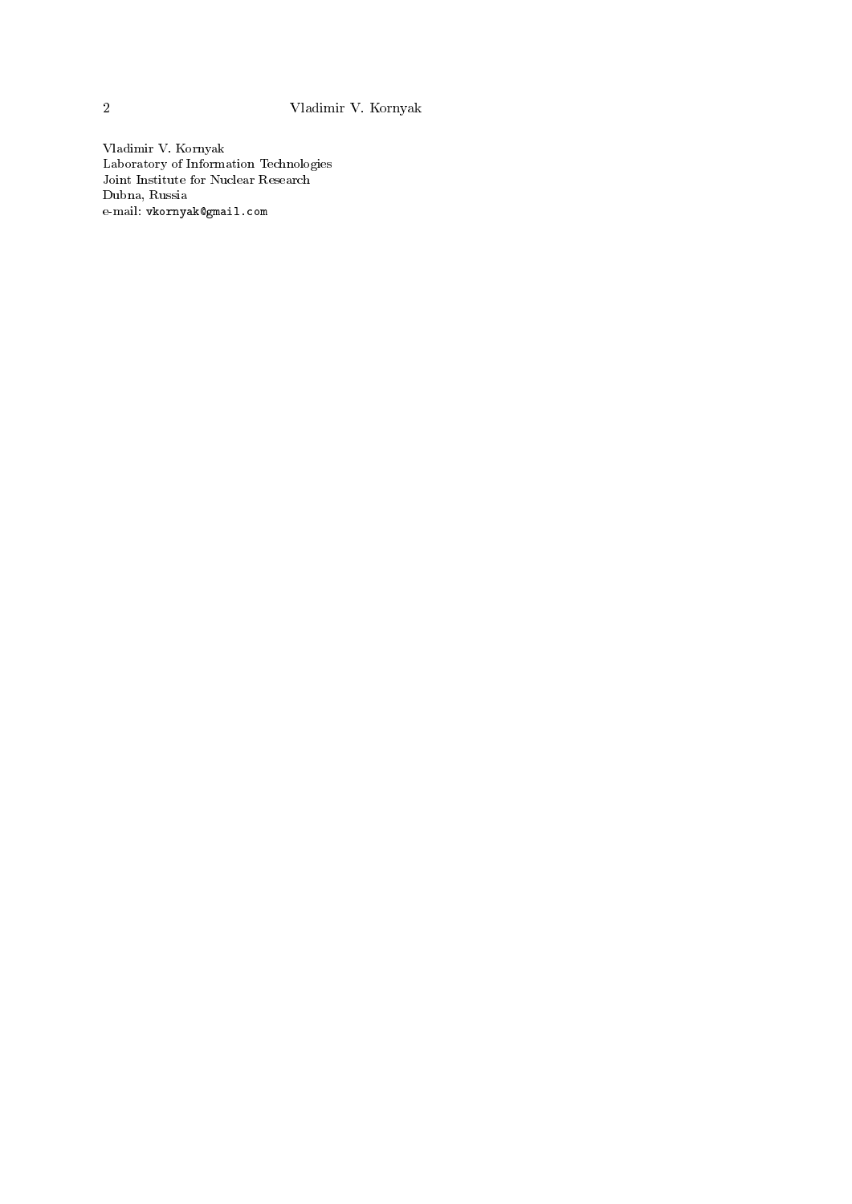Vladimir V. Kornyak
Laboratory of Information Technologies
Joint Institute for Nuclear Research
Dubna, Russia
e-mail: `vkornyak@gmail.com`